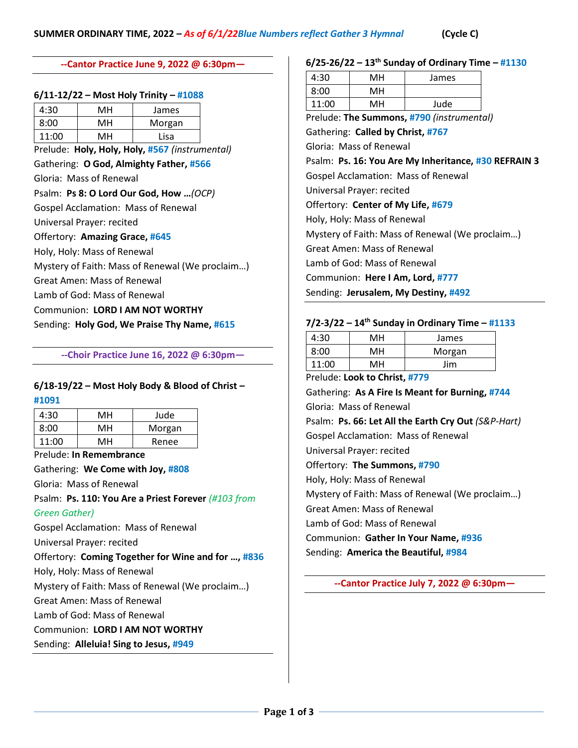**SUMMER ORDINARY TIME, 2022 – *As of 6/1/22* *Blue Numbers reflect Gather 3 Hymnal*        (Cycle C)**

**--Cantor Practice June 9, 2022 @ 6:30pm—**

**6/11-12/22 – Most Holy Trinity – #1088**

| 4:30 | MH | James |
|---|---|---|
| 8:00 | MH | Morgan |
| 11:00 | MH | Lisa |

Prelude: **Holy, Holy, Holy, #567** *(instrumental)*
Gathering: **O God, Almighty Father, #566**
Gloria: Mass of Renewal
Psalm: **Ps 8: O Lord Our God, How …***(OCP)*
Gospel Acclamation: Mass of Renewal
Universal Prayer: recited
Offertory: **Amazing Grace, #645**
Holy, Holy: Mass of Renewal
Mystery of Faith: Mass of Renewal (We proclaim…)
Great Amen: Mass of Renewal
Lamb of God: Mass of Renewal
Communion: **LORD I AM NOT WORTHY**
Sending: **Holy God, We Praise Thy Name, #615**

**--Choir Practice June 16, 2022 @ 6:30pm—**

**6/18-19/22 – Most Holy Body & Blood of Christ – #1091**

| 4:30 | MH | Jude |
|---|---|---|
| 8:00 | MH | Morgan |
| 11:00 | MH | Renee |

Prelude: **In Remembrance**
Gathering: **We Come with Joy, #808**
Gloria: Mass of Renewal
Psalm: **Ps. 110: You Are a Priest Forever** *(#103 from Green Gather)*
Gospel Acclamation: Mass of Renewal
Universal Prayer: recited
Offertory: **Coming Together for Wine and for …, #836**
Holy, Holy: Mass of Renewal
Mystery of Faith: Mass of Renewal (We proclaim…)
Great Amen: Mass of Renewal
Lamb of God: Mass of Renewal
Communion: **LORD I AM NOT WORTHY**
Sending: **Alleluia! Sing to Jesus, #949**

**6/25-26/22 – 13th Sunday of Ordinary Time – #1130**

| 4:30 | MH | James |
|---|---|---|
| 8:00 | MH | |
| 11:00 | MH | Jude |

Prelude: **The Summons, #790** *(instrumental)*
Gathering: **Called by Christ, #767**
Gloria: Mass of Renewal
Psalm: **Ps. 16: You Are My Inheritance, #30 REFRAIN 3**
Gospel Acclamation: Mass of Renewal
Universal Prayer: recited
Offertory: **Center of My Life, #679**
Holy, Holy: Mass of Renewal
Mystery of Faith: Mass of Renewal (We proclaim…)
Great Amen: Mass of Renewal
Lamb of God: Mass of Renewal
Communion: **Here I Am, Lord, #777**
Sending: **Jerusalem, My Destiny, #492**

**7/2-3/22 – 14th Sunday in Ordinary Time – #1133**

| 4:30 | MH | James |
|---|---|---|
| 8:00 | MH | Morgan |
| 11:00 | MH | Jim |

Prelude: **Look to Christ, #779**
Gathering: **As A Fire Is Meant for Burning, #744**
Gloria: Mass of Renewal
Psalm: **Ps. 66: Let All the Earth Cry Out** *(S&P-Hart)*
Gospel Acclamation: Mass of Renewal
Universal Prayer: recited
Offertory: **The Summons, #790**
Holy, Holy: Mass of Renewal
Mystery of Faith: Mass of Renewal (We proclaim…)
Great Amen: Mass of Renewal
Lamb of God: Mass of Renewal
Communion: **Gather In Your Name, #936**
Sending: **America the Beautiful, #984**

**--Cantor Practice July 7, 2022 @ 6:30pm—**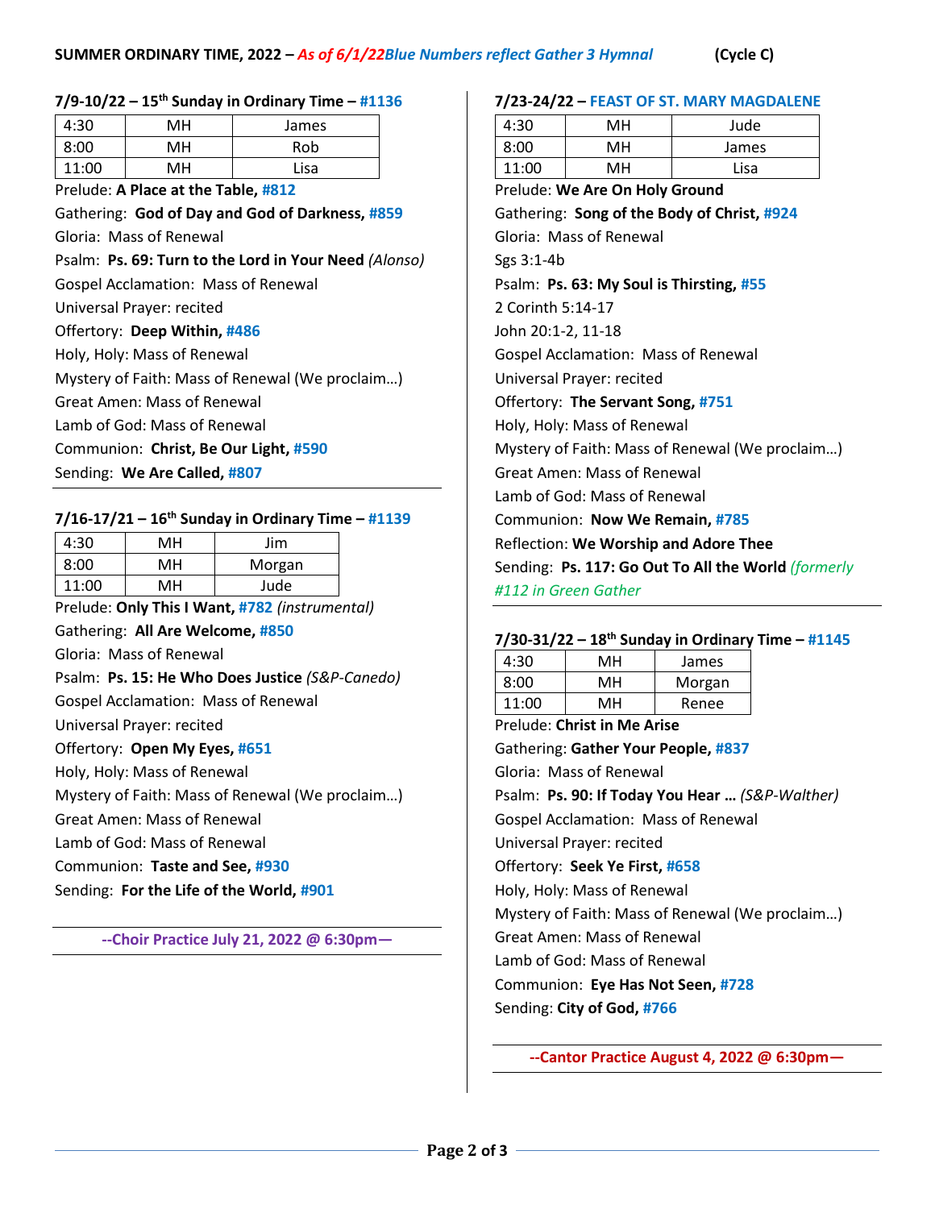**SUMMER ORDINARY TIME, 2022 –** ***As of 6/1/22******Blue Numbers reflect Gather 3 Hymnal*** **(Cycle C)**

### 7/9-10/22 – 15th Sunday in Ordinary Time – #1136

| 4:30 | MH | James |
|---|---|---|
| 8:00 | MH | Rob |
| 11:00 | MH | Lisa |

Prelude: **A Place at the Table, #812**

Gathering: **God of Day and God of Darkness, #859**

Gloria: Mass of Renewal

Psalm: **Ps. 69: Turn to the Lord in Your Need** *(Alonso)*

Gospel Acclamation: Mass of Renewal

Universal Prayer: recited

Offertory: **Deep Within, #486**

Holy, Holy: Mass of Renewal

Mystery of Faith: Mass of Renewal (We proclaim…)

Great Amen: Mass of Renewal

Lamb of God: Mass of Renewal

Communion: **Christ, Be Our Light, #590**

Sending: **We Are Called, #807**

### 7/16-17/21 – 16th Sunday in Ordinary Time – #1139

| 4:30 | MH | Jim |
|---|---|---|
| 8:00 | MH | Morgan |
| 11:00 | MH | Jude |

Prelude: **Only This I Want, #782** *(instrumental)*

Gathering: **All Are Welcome, #850**

Gloria: Mass of Renewal

Psalm: **Ps. 15: He Who Does Justice** *(S&P-Canedo)*

Gospel Acclamation: Mass of Renewal

Universal Prayer: recited

Offertory: **Open My Eyes, #651**

Holy, Holy: Mass of Renewal

Mystery of Faith: Mass of Renewal (We proclaim…)

Great Amen: Mass of Renewal

Lamb of God: Mass of Renewal

Communion: **Taste and See, #930**

Sending: **For the Life of the World, #901**

**--Choir Practice July 21, 2022 @ 6:30pm—**

### 7/23-24/22 – FEAST OF ST. MARY MAGDALENE

| 4:30 | MH | Jude |
|---|---|---|
| 8:00 | MH | James |
| 11:00 | MH | Lisa |

Prelude: **We Are On Holy Ground**

Gathering: **Song of the Body of Christ, #924**

Gloria: Mass of Renewal

Sgs 3:1-4b

Psalm: **Ps. 63: My Soul is Thirsting, #55**

2 Corinth 5:14-17

John 20:1-2, 11-18

Gospel Acclamation: Mass of Renewal

Universal Prayer: recited

Offertory: **The Servant Song, #751**

Holy, Holy: Mass of Renewal

Mystery of Faith: Mass of Renewal (We proclaim…)

Great Amen: Mass of Renewal

Lamb of God: Mass of Renewal

Communion: **Now We Remain, #785**

Reflection: **We Worship and Adore Thee**

Sending: **Ps. 117: Go Out To All the World** *(formerly #112 in Green Gather*

### 7/30-31/22 – 18th Sunday in Ordinary Time – #1145

| 4:30 | MH | James |
|---|---|---|
| 8:00 | MH | Morgan |
| 11:00 | MH | Renee |

Prelude: **Christ in Me Arise**

Gathering: **Gather Your People, #837**

Gloria: Mass of Renewal

Psalm: **Ps. 90: If Today You Hear …** *(S&P-Walther)*

Gospel Acclamation: Mass of Renewal

Universal Prayer: recited

Offertory: **Seek Ye First, #658**

Holy, Holy: Mass of Renewal

Mystery of Faith: Mass of Renewal (We proclaim…)

Great Amen: Mass of Renewal

Lamb of God: Mass of Renewal

Communion: **Eye Has Not Seen, #728**

Sending: **City of God, #766**

**--Cantor Practice August 4, 2022 @ 6:30pm—**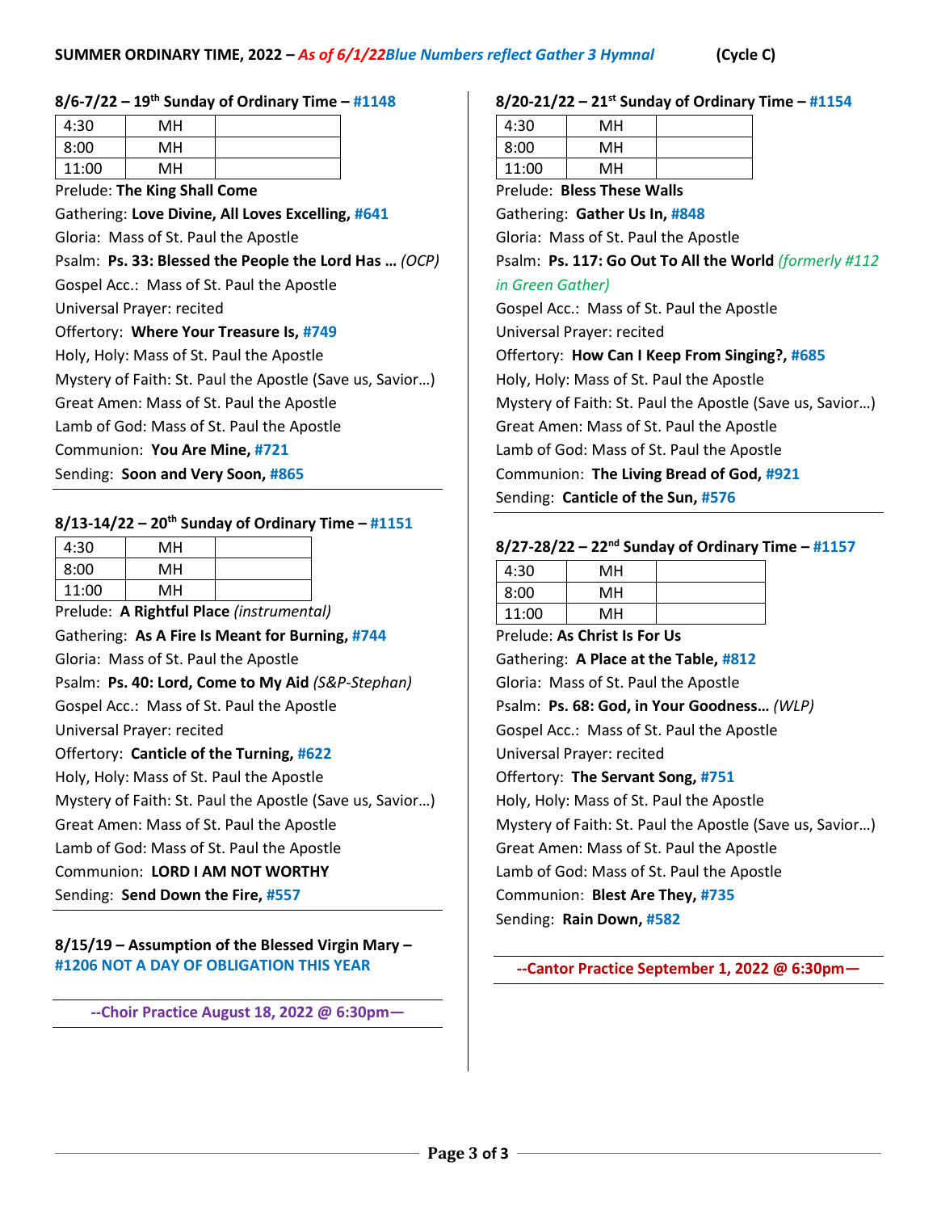**SUMMER ORDINARY TIME, 2022 – *As of 6/1/22* *Blue Numbers reflect Gather 3 Hymnal* (Cycle C)**

### 8/6-7/22 – 19th Sunday of Ordinary Time – #1148

| | | |
|---|---|---|
| 4:30 | MH | |
| 8:00 | MH | |
| 11:00 | MH | |

Prelude: **The King Shall Come**
Gathering: **Love Divine, All Loves Excelling, #641**
Gloria: Mass of St. Paul the Apostle
Psalm: **Ps. 33: Blessed the People the Lord Has …** *(OCP)*
Gospel Acc.: Mass of St. Paul the Apostle
Universal Prayer: recited
Offertory: **Where Your Treasure Is, #749**
Holy, Holy: Mass of St. Paul the Apostle
Mystery of Faith: St. Paul the Apostle (Save us, Savior…)
Great Amen: Mass of St. Paul the Apostle
Lamb of God: Mass of St. Paul the Apostle
Communion: **You Are Mine, #721**
Sending: **Soon and Very Soon, #865**

### 8/13-14/22 – 20th Sunday of Ordinary Time – #1151

| | | |
|---|---|---|
| 4:30 | MH | |
| 8:00 | MH | |
| 11:00 | MH | |

Prelude: **A Rightful Place** *(instrumental)*
Gathering: **As A Fire Is Meant for Burning, #744**
Gloria: Mass of St. Paul the Apostle
Psalm: **Ps. 40: Lord, Come to My Aid** *(S&P-Stephan)*
Gospel Acc.: Mass of St. Paul the Apostle
Universal Prayer: recited
Offertory: **Canticle of the Turning, #622**
Holy, Holy: Mass of St. Paul the Apostle
Mystery of Faith: St. Paul the Apostle (Save us, Savior…)
Great Amen: Mass of St. Paul the Apostle
Lamb of God: Mass of St. Paul the Apostle
Communion: **LORD I AM NOT WORTHY**
Sending: **Send Down the Fire, #557**

### 8/15/19 – Assumption of the Blessed Virgin Mary – #1206 NOT A DAY OF OBLIGATION THIS YEAR

**--Choir Practice August 18, 2022 @ 6:30pm—**

### 8/20-21/22 – 21st Sunday of Ordinary Time – #1154

| | | |
|---|---|---|
| 4:30 | MH | |
| 8:00 | MH | |
| 11:00 | MH | |

Prelude: **Bless These Walls**
Gathering: **Gather Us In, #848**
Gloria: Mass of St. Paul the Apostle
Psalm: **Ps. 117: Go Out To All the World** *(formerly #112 in Green Gather)*
Gospel Acc.: Mass of St. Paul the Apostle
Universal Prayer: recited
Offertory: **How Can I Keep From Singing?, #685**
Holy, Holy: Mass of St. Paul the Apostle
Mystery of Faith: St. Paul the Apostle (Save us, Savior…)
Great Amen: Mass of St. Paul the Apostle
Lamb of God: Mass of St. Paul the Apostle
Communion: **The Living Bread of God, #921**
Sending: **Canticle of the Sun, #576**

### 8/27-28/22 – 22nd Sunday of Ordinary Time – #1157

| | | |
|---|---|---|
| 4:30 | MH | |
| 8:00 | MH | |
| 11:00 | MH | |

Prelude: **As Christ Is For Us**
Gathering: **A Place at the Table, #812**
Gloria: Mass of St. Paul the Apostle
Psalm: **Ps. 68: God, in Your Goodness…** *(WLP)*
Gospel Acc.: Mass of St. Paul the Apostle
Universal Prayer: recited
Offertory: **The Servant Song, #751**
Holy, Holy: Mass of St. Paul the Apostle
Mystery of Faith: St. Paul the Apostle (Save us, Savior…)
Great Amen: Mass of St. Paul the Apostle
Lamb of God: Mass of St. Paul the Apostle
Communion: **Blest Are They, #735**
Sending: **Rain Down, #582**

**--Cantor Practice September 1, 2022 @ 6:30pm—**